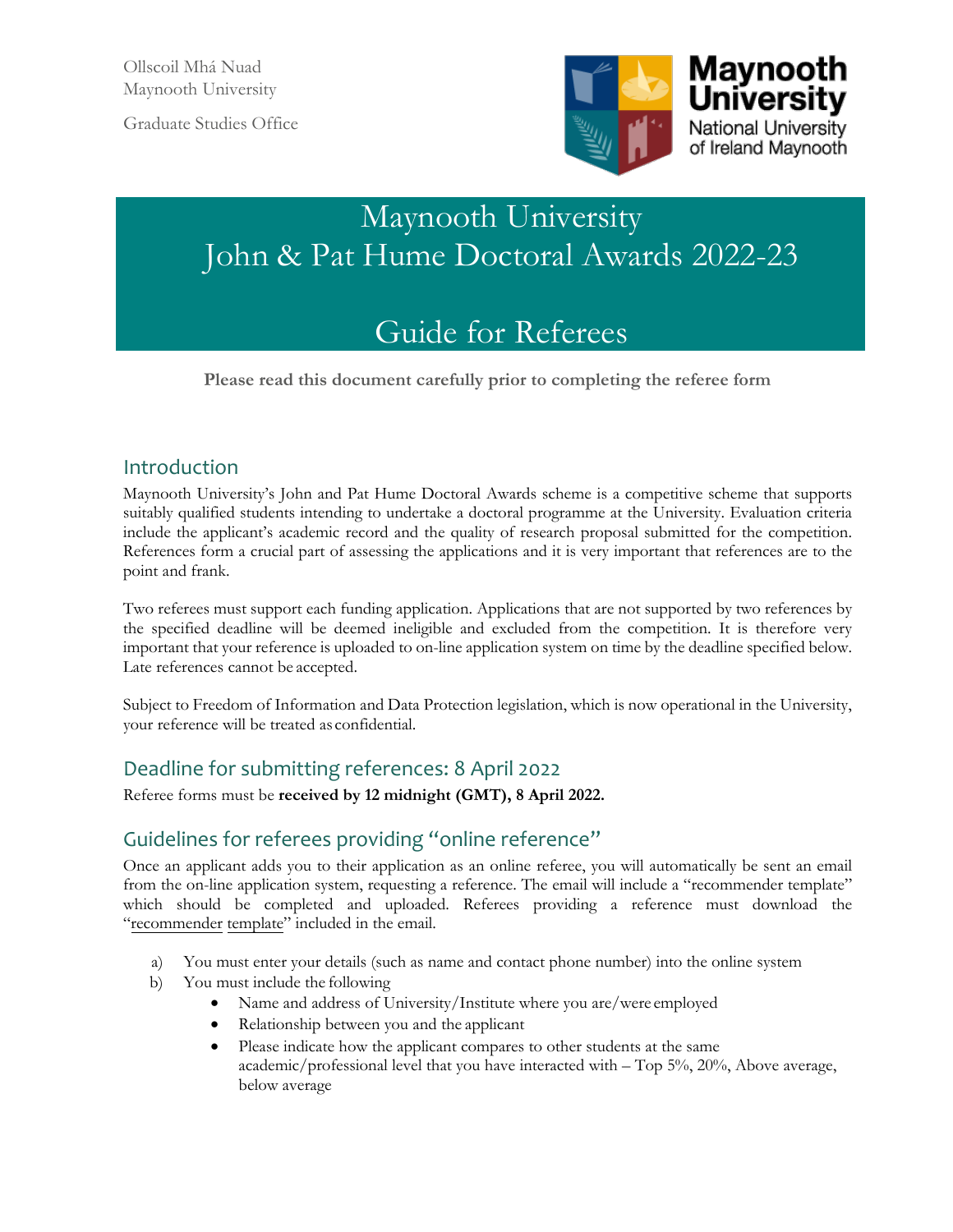Ollscoil Mhá Nuad
Maynooth University

Graduate Studies Office

Maynooth University
National University of Ireland Maynooth

# Maynooth University
# John & Pat Hume Doctoral Awards 2022-23

# Guide for Referees

**Please read this document carefully prior to completing the referee form**

## Introduction

Maynooth University's John and Pat Hume Doctoral Awards scheme is a competitive scheme that supports suitably qualified students intending to undertake a doctoral programme at the University. Evaluation criteria include the applicant's academic record and the quality of research proposal submitted for the competition. References form a crucial part of assessing the applications and it is very important that references are to the point and frank.

Two referees must support each funding application. Applications that are not supported by two references by the specified deadline will be deemed ineligible and excluded from the competition. It is therefore very important that your reference is uploaded to on-line application system on time by the deadline specified below. Late references cannot be accepted.

Subject to Freedom of Information and Data Protection legislation, which is now operational in the University, your reference will be treated as confidential.

## Deadline for submitting references: 8 April 2022

Referee forms must be **received by 12 midnight (GMT), 8 April 2022.**

## Guidelines for referees providing "online reference"

Once an applicant adds you to their application as an online referee, you will automatically be sent an email from the on-line application system, requesting a reference. The email will include a "recommender template" which should be completed and uploaded. Referees providing a reference must download the "recommender template" included in the email.

a) You must enter your details (such as name and contact phone number) into the online system
b) You must include the following
   - Name and address of University/Institute where you are/were employed
   - Relationship between you and the applicant
   - Please indicate how the applicant compares to other students at the same academic/professional level that you have interacted with – Top 5%, 20%, Above average, below average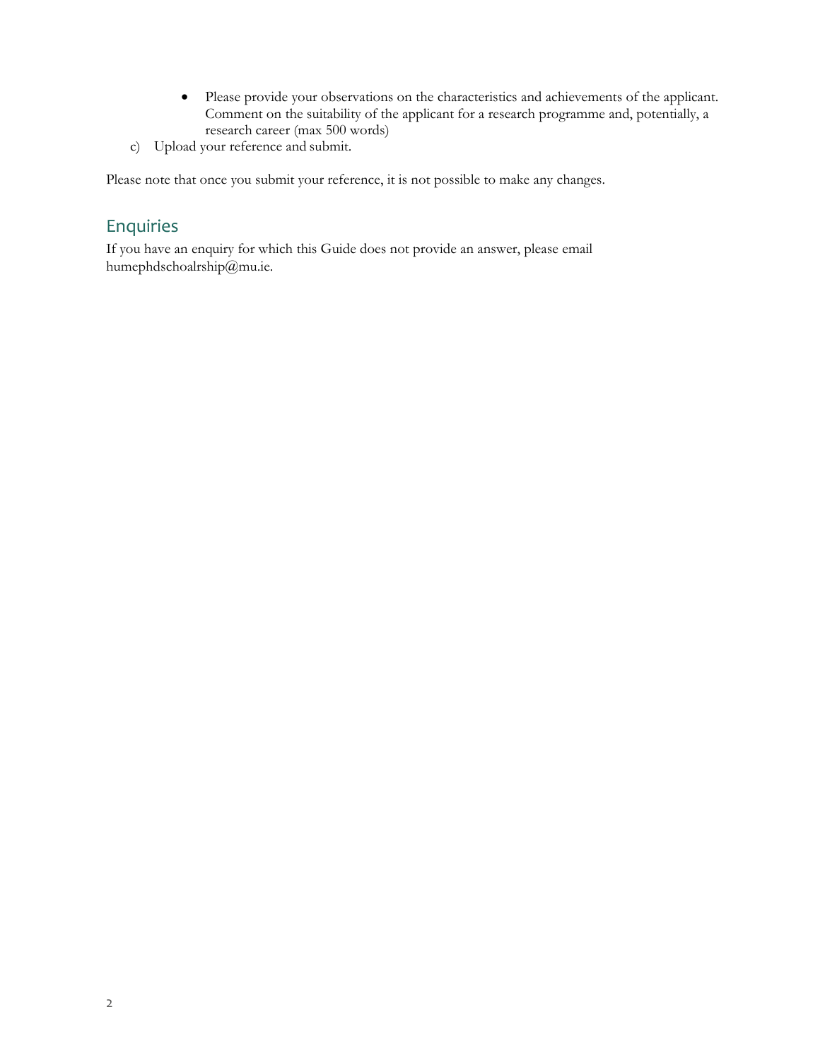- Please provide your observations on the characteristics and achievements of the applicant. Comment on the suitability of the applicant for a research programme and, potentially, a research career (max 500 words)

c) Upload your reference and submit.

Please note that once you submit your reference, it is not possible to make any changes.

## Enquiries

If you have an enquiry for which this Guide does not provide an answer, please email humephdschoalrship@mu.ie.